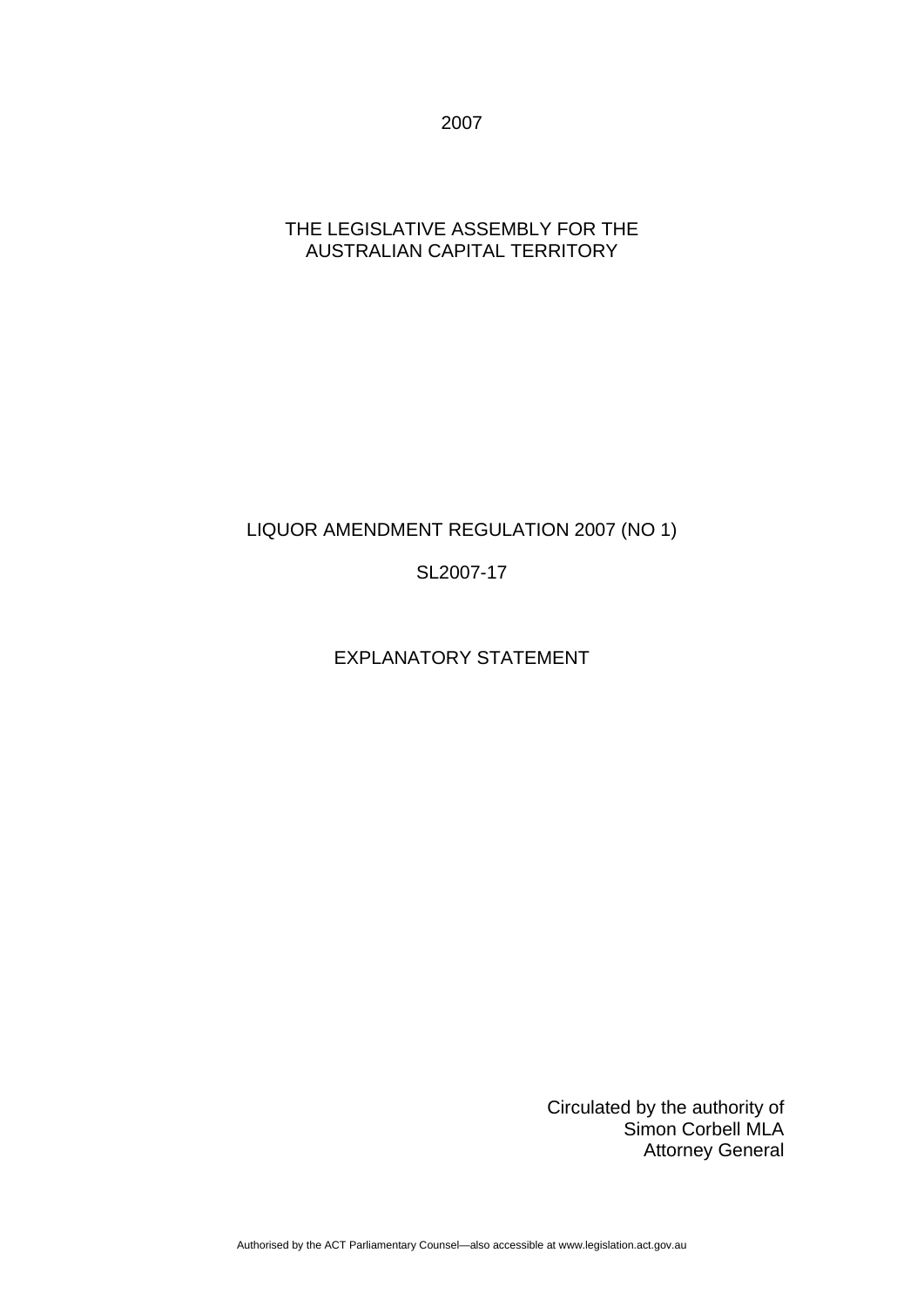2007

THE LEGISLATIVE ASSEMBLY FOR THE AUSTRALIAN CAPITAL TERRITORY

# LIQUOR AMENDMENT REGULATION 2007 (NO 1)

SL2007-17

## EXPLANATORY STATEMENT

Circulated by the authority of
Simon Corbell MLA
Attorney General

Authorised by the ACT Parliamentary Counsel—also accessible at www.legislation.act.gov.au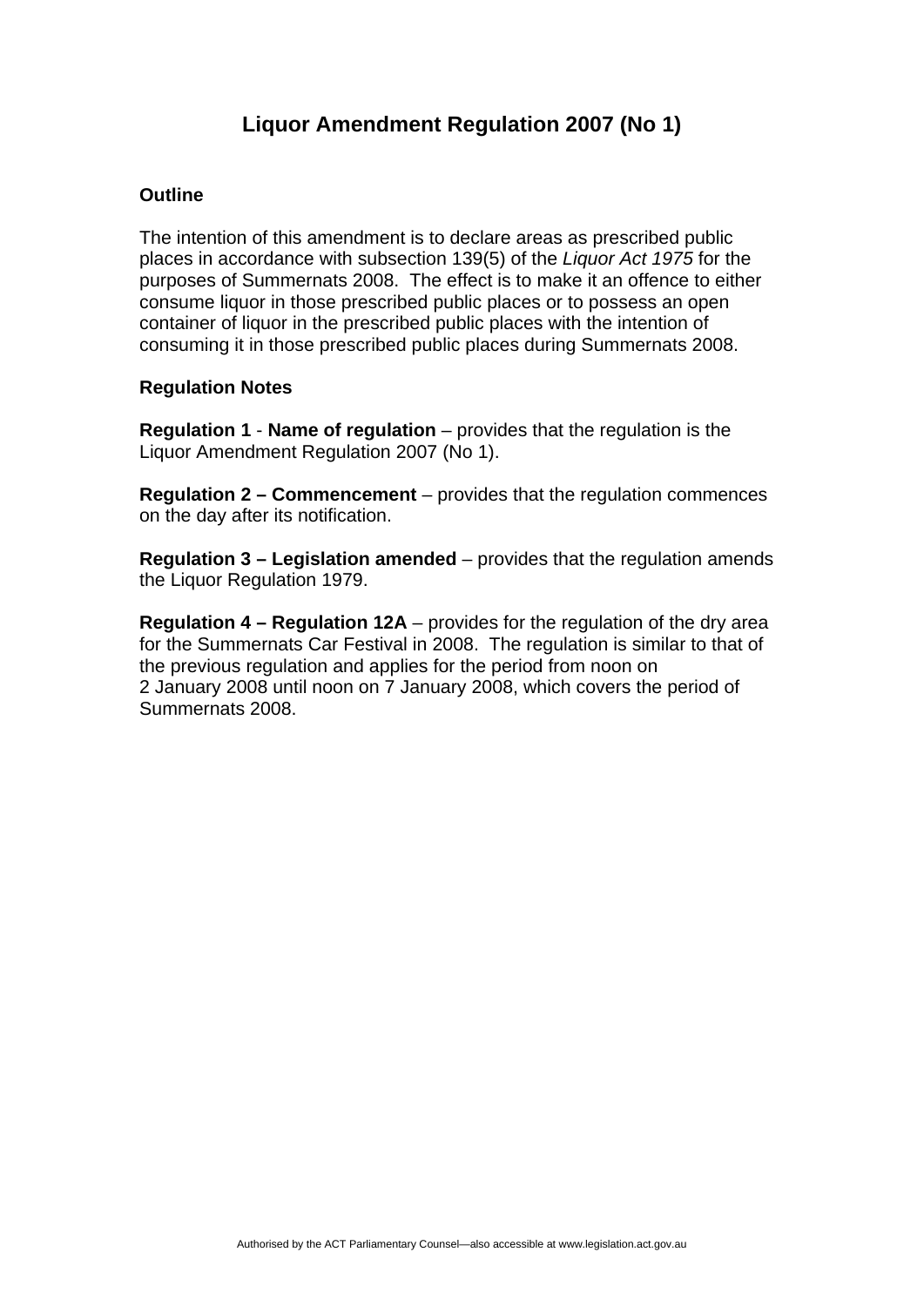# Liquor Amendment Regulation 2007 (No 1)

**Outline**

The intention of this amendment is to declare areas as prescribed public places in accordance with subsection 139(5) of the *Liquor Act 1975* for the purposes of Summernats 2008. The effect is to make it an offence to either consume liquor in those prescribed public places or to possess an open container of liquor in the prescribed public places with the intention of consuming it in those prescribed public places during Summernats 2008.

**Regulation Notes**

**Regulation 1** - **Name of regulation** – provides that the regulation is the Liquor Amendment Regulation 2007 (No 1).

**Regulation 2 – Commencement** – provides that the regulation commences on the day after its notification.

**Regulation 3 – Legislation amended** – provides that the regulation amends the Liquor Regulation 1979.

**Regulation 4 – Regulation 12A** – provides for the regulation of the dry area for the Summernats Car Festival in 2008. The regulation is similar to that of the previous regulation and applies for the period from noon on 2 January 2008 until noon on 7 January 2008, which covers the period of Summernats 2008.